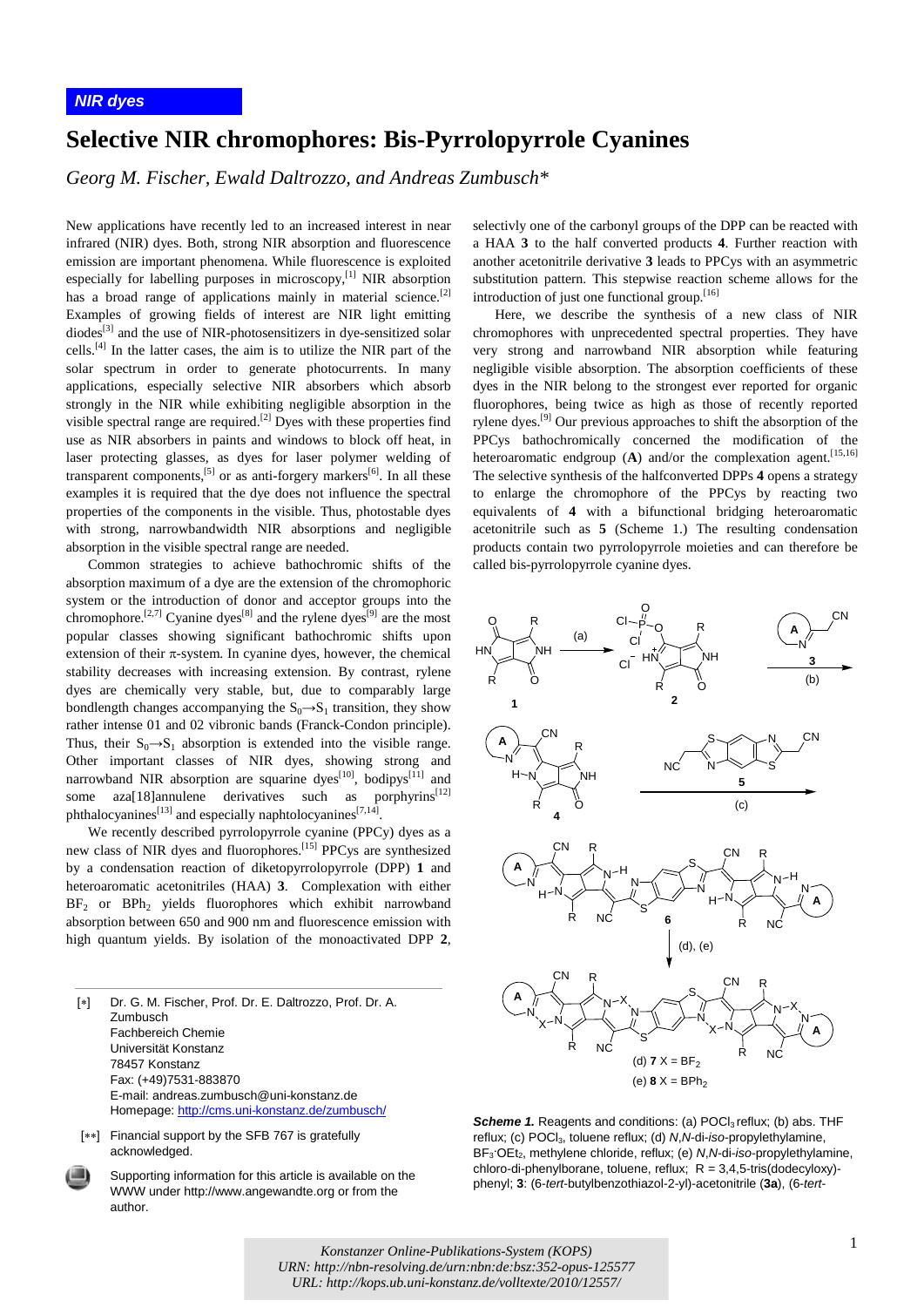**NIR dyes**

# Selective NIR chromophores: Bis-Pyrrolopyrrole Cyanines

*Georg M. Fischer, Ewald Daltrozzo, and Andreas Zumbusch**

New applications have recently led to an increased interest in near infrared (NIR) dyes. Both, strong NIR absorption and fluorescence emission are important phenomena. While fluorescence is exploited especially for labelling purposes in microscopy,[1] NIR absorption has a broad range of applications mainly in material science.[2] Examples of growing fields of interest are NIR light emitting diodes[3] and the use of NIR-photosensitizers in dye-sensitized solar cells.[4] In the latter cases, the aim is to utilize the NIR part of the solar spectrum in order to generate photocurrents. In many applications, especially selective NIR absorbers which absorb strongly in the NIR while exhibiting negligible absorption in the visible spectral range are required.[2] Dyes with these properties find use as NIR absorbers in paints and windows to block off heat, in laser protecting glasses, as dyes for laser polymer welding of transparent components,[5] or as anti-forgery markers[6]. In all these examples it is required that the dye does not influence the spectral properties of the components in the visible. Thus, photostable dyes with strong, narrowbandwidth NIR absorptions and negligible absorption in the visible spectral range are needed.

Common strategies to achieve bathochromic shifts of the absorption maximum of a dye are the extension of the chromophoric system or the introduction of donor and acceptor groups into the chromophore.[2,7] Cyanine dyes[8] and the rylene dyes[9] are the most popular classes showing significant bathochromic shifts upon extension of their π-system. In cyanine dyes, however, the chemical stability decreases with increasing extension. By contrast, rylene dyes are chemically very stable, but, due to comparably large bondlength changes accompanying the $S_0 \rightarrow S_1$ transition, they show rather intense 01 and 02 vibronic bands (Franck-Condon principle). Thus, their $S_0 \rightarrow S_1$ absorption is extended into the visible range. Other important classes of NIR dyes, showing strong and narrowband NIR absorption are squarine dyes[10], bodipys[11] and some aza[18]annulene derivatives such as porphyrins[12] phthalocyanines[13] and especially naphtolocyanines[7,14].

We recently described pyrrolopyrrole cyanine (PPCy) dyes as a new class of NIR dyes and fluorophores.[15] PPCys are synthesized by a condensation reaction of diketopyrrolopyrrole (DPP) **1** and heteroaromatic acetonitriles (HAA) **3**. Complexation with either $BF_2$ or $BPh_2$ yields fluorophores which exhibit narrowband absorption between 650 and 900 nm and fluorescence emission with high quantum yields. By isolation of the monoactivated DPP **2**, selectivly one of the carbonyl groups of the DPP can be reacted with a HAA **3** to the half converted products **4**. Further reaction with another acetonitrile derivative **3** leads to PPCys with an asymmetric substitution pattern. This stepwise reaction scheme allows for the introduction of just one functional group.[16]

Here, we describe the synthesis of a new class of NIR chromophores with unprecedented spectral properties. They have very strong and narrowband NIR absorption while featuring negligible visible absorption. The absorption coefficients of these dyes in the NIR belong to the strongest ever reported for organic fluorophores, being twice as high as those of recently reported rylene dyes.[9] Our previous approaches to shift the absorption of the PPCys bathochromically concerned the modification of the heteroaromatic endgroup (**A**) and/or the complexation agent.[15,16] The selective synthesis of the halfconverted DPPs **4** opens a strategy to enlarge the chromophore of the PPCys by reacting two equivalents of **4** with a bifunctional bridging heteroaromatic acetonitrile such as **5** (Scheme 1.) The resulting condensation products contain two pyrrolopyrrole moieties and can therefore be called bis-pyrrolopyrrole cyanine dyes.

***Scheme 1.*** Reagents and conditions: (a) $POCl_3$ reflux; (b) abs. THF reflux; (c) $POCl_3$, toluene reflux; (d) *N*,*N*-di-*iso*-propylethylamine, $BF_3 \cdot OEt_2$, methylene chloride, reflux; (e) *N*,*N*-di-*iso*-propylethylamine, chloro-di-phenylborane, toluene, reflux; R = 3,4,5-tris(dodecyloxy)-phenyl; **3**: (6-*tert*-butylbenzothiazol-2-yl)-acetonitrile (**3a**), (6-*tert*-

[*] Dr. G. M. Fischer, Prof. Dr. E. Daltrozzo, Prof. Dr. A. Zumbusch
Fachbereich Chemie
Universität Konstanz
78457 Konstanz
Fax: (+49)7531-883870
E-mail: andreas.zumbusch@uni-konstanz.de
Homepage: http://cms.uni-konstanz.de/zumbusch/

[**] Financial support by the SFB 767 is gratefully acknowledged.

Supporting information for this article is available on the WWW under http://www.angewandte.org or from the author.

*Konstanzer Online-Publikations-System (KOPS)*
*URN: http://nbn-resolving.de/urn:nbn:de:bsz:352-opus-125577*
*URL: http://kops.ub.uni-konstanz.de/volltexte/2010/12557/*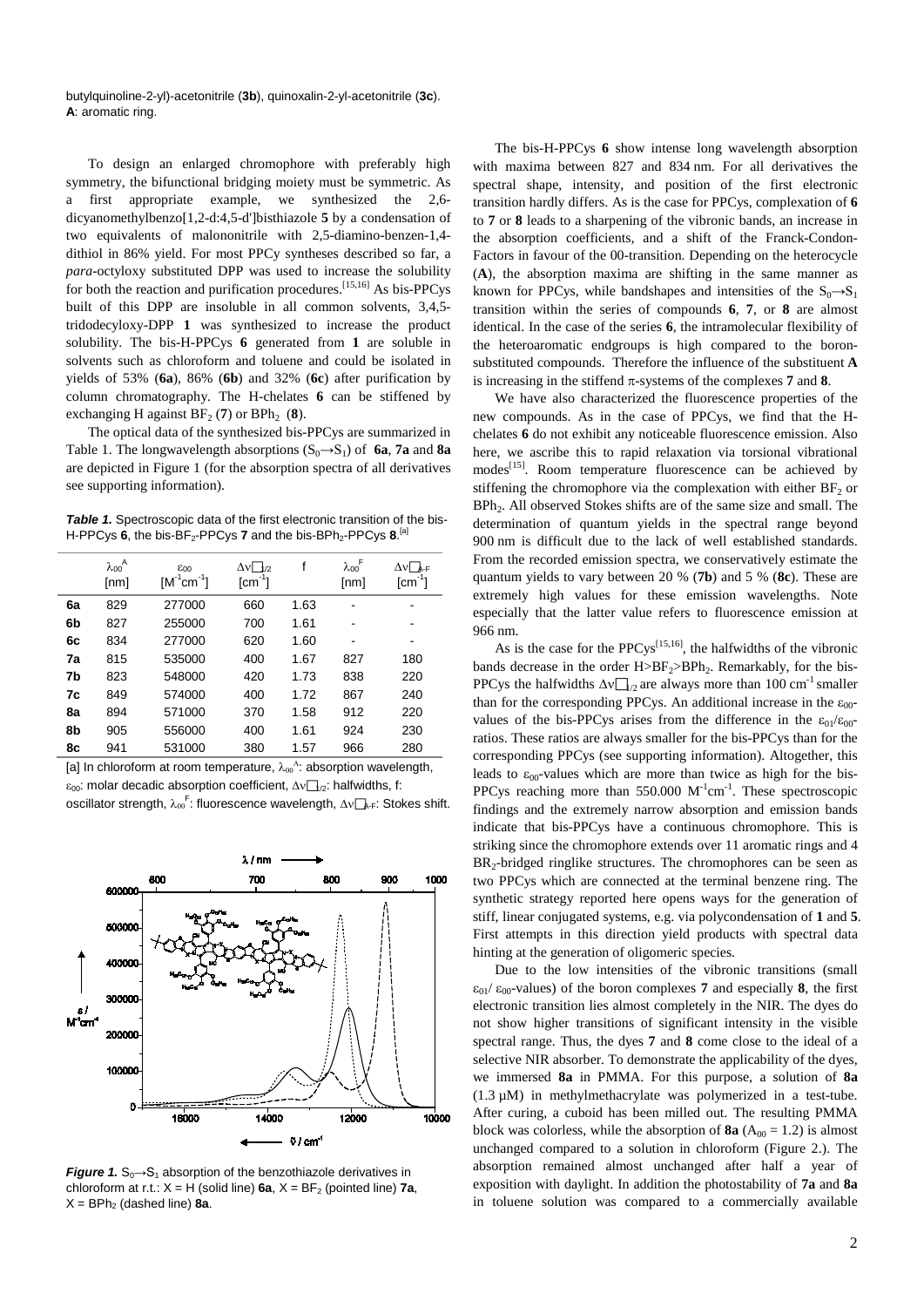butylquinoline-2-yl)-acetonitrile (**3b**), quinoxalin-2-yl-acetonitrile (**3c**). **A**: aromatic ring.

To design an enlarged chromophore with preferably high symmetry, the bifunctional bridging moiety must be symmetric. As a first appropriate example, we synthesized the 2,6-dicyanomethylbenzo[1,2-d:4,5-d']bisthiazole **5** by a condensation of two equivalents of malononitrile with 2,5-diamino-benzen-1,4-dithiol in 86% yield. For most PPCy syntheses described so far, a *para*-octyloxy substituted DPP was used to increase the solubility for both the reaction and purification procedures.[15,16] As bis-PPCys built of this DPP are insoluble in all common solvents, 3,4,5-tridodecyloxy-DPP **1** was synthesized to increase the product solubility. The bis-H-PPCys **6** generated from **1** are soluble in solvents such as chloroform and toluene and could be isolated in yields of 53% (**6a**), 86% (**6b**) and 32% (**6c**) after purification by column chromatography. The H-chelates **6** can be stiffened by exchanging H against $BF_2$ (**7**) or $BPh_2$ (**8**).

The optical data of the synthesized bis-PPCys are summarized in Table 1. The longwavelength absorptions ($S_0 \rightarrow S_1$) of **6a**, **7a** and **8a** are depicted in Figure 1 (for the absorption spectra of all derivatives see supporting information).

***Table 1.*** Spectroscopic data of the first electronic transition of the bis-H-PPCys **6**, the bis-$BF_2$-PPCys **7** and the bis-$BPh_2$-PPCys **8**.[a]

| | $\lambda_{00}^{A}$ [nm] | $\varepsilon_{00}$ [$M^{-1}cm^{-1}$] | $\Delta\nu_{1/2}$ [$cm^{-1}$] | f | $\lambda_{00}^{F}$ [nm] | $\Delta\nu_{A-F}$ [$cm^{-1}$] |
|---|---|---|---|---|---|---|
| **6a** | 829 | 277000 | 660 | 1.63 | - | - |
| **6b** | 827 | 255000 | 700 | 1.61 | - | - |
| **6c** | 834 | 277000 | 620 | 1.60 | - | - |
| **7a** | 815 | 535000 | 400 | 1.67 | 827 | 180 |
| **7b** | 823 | 548000 | 420 | 1.73 | 838 | 220 |
| **7c** | 849 | 574000 | 400 | 1.72 | 867 | 240 |
| **8a** | 894 | 571000 | 370 | 1.58 | 912 | 220 |
| **8b** | 905 | 556000 | 400 | 1.61 | 924 | 230 |
| **8c** | 941 | 531000 | 380 | 1.57 | 966 | 280 |

[a] In chloroform at room temperature, $\lambda_{00}^{A}$: absorption wavelength, $\varepsilon_{00}$: molar decadic absorption coefficient, $\Delta\nu_{1/2}$: halfwidths, f: oscillator strength, $\lambda_{00}^{F}$: fluorescence wavelength, $\Delta\nu_{A-F}$: Stokes shift.

***Figure 1.*** $S_0 \rightarrow S_1$ absorption of the benzothiazole derivatives in chloroform at r.t.: X = H (solid line) **6a**, X = $BF_2$ (pointed line) **7a**, X = $BPh_2$ (dashed line) **8a**.

The bis-H-PPCys **6** show intense long wavelength absorption with maxima between 827 and 834 nm. For all derivatives the spectral shape, intensity, and position of the first electronic transition hardly differs. As is the case for PPCys, complexation of **6** to **7** or **8** leads to a sharpening of the vibronic bands, an increase in the absorption coefficients, and a shift of the Franck-Condon-Factors in favour of the 00-transition. Depending on the heterocycle (**A**), the absorption maxima are shifting in the same manner as known for PPCys, while bandshapes and intensities of the $S_0 \rightarrow S_1$ transition within the series of compounds **6**, **7**, or **8** are almost identical. In the case of the series **6**, the intramolecular flexibility of the heteroaromatic endgroups is high compared to the boron-substituted compounds. Therefore the influence of the substituent **A** is increasing in the stiffend π-systems of the complexes **7** and **8**.

We have also characterized the fluorescence properties of the new compounds. As in the case of PPCys, we find that the H-chelates **6** do not exhibit any noticeable fluorescence emission. Also here, we ascribe this to rapid relaxation via torsional vibrational modes[15]. Room temperature fluorescence can be achieved by stiffening the chromophore via the complexation with either $BF_2$ or $BPh_2$. All observed Stokes shifts are of the same size and small. The determination of quantum yields in the spectral range beyond 900 nm is difficult due to the lack of well established standards. From the recorded emission spectra, we conservatively estimate the quantum yields to vary between 20 % (**7b**) and 5 % (**8c**). These are extremely high values for these emission wavelengths. Note especially that the latter value refers to fluorescence emission at 966 nm.

As is the case for the PPCys[15,16], the halfwidths of the vibronic bands decrease in the order H>$BF_2$>$BPh_2$. Remarkably, for the bis-PPCys the halfwidths $\Delta\nu_{1/2}$ are always more than 100 $cm^{-1}$ smaller than for the corresponding PPCys. An additional increase in the $\varepsilon_{00}$-values of the bis-PPCys arises from the difference in the $\varepsilon_{01}/\varepsilon_{00}$-ratios. These ratios are always smaller for the bis-PPCys than for the corresponding PPCys (see supporting information). Altogether, this leads to $\varepsilon_{00}$-values which are more than twice as high for the bis-PPCys reaching more than 550.000 $M^{-1}cm^{-1}$. These spectroscopic findings and the extremely narrow absorption and emission bands indicate that bis-PPCys have a continuous chromophore. This is striking since the chromophore extends over 11 aromatic rings and 4 $BR_2$-bridged ringlike structures. The chromophores can be seen as two PPCys which are connected at the terminal benzene ring. The synthetic strategy reported here opens ways for the generation of stiff, linear conjugated systems, e.g. via polycondensation of **1** and **5**. First attempts in this direction yield products with spectral data hinting at the generation of oligomeric species.

Due to the low intensities of the vibronic transitions (small $\varepsilon_{01}/\varepsilon_{00}$-values) of the boron complexes **7** and especially **8**, the first electronic transition lies almost completely in the NIR. The dyes do not show higher transitions of significant intensity in the visible spectral range. Thus, the dyes **7** and **8** come close to the ideal of a selective NIR absorber. To demonstrate the applicability of the dyes, we immersed **8a** in PMMA. For this purpose, a solution of **8a** (1.3 µM) in methylmethacrylate was polymerized in a test-tube. After curing, a cuboid has been milled out. The resulting PMMA block was colorless, while the absorption of **8a** ($A_{00}$ = 1.2) is almost unchanged compared to a solution in chloroform (Figure 2.). The absorption remained almost unchanged after half a year of exposition with daylight. In addition the photostability of **7a** and **8a** in toluene solution was compared to a commercially available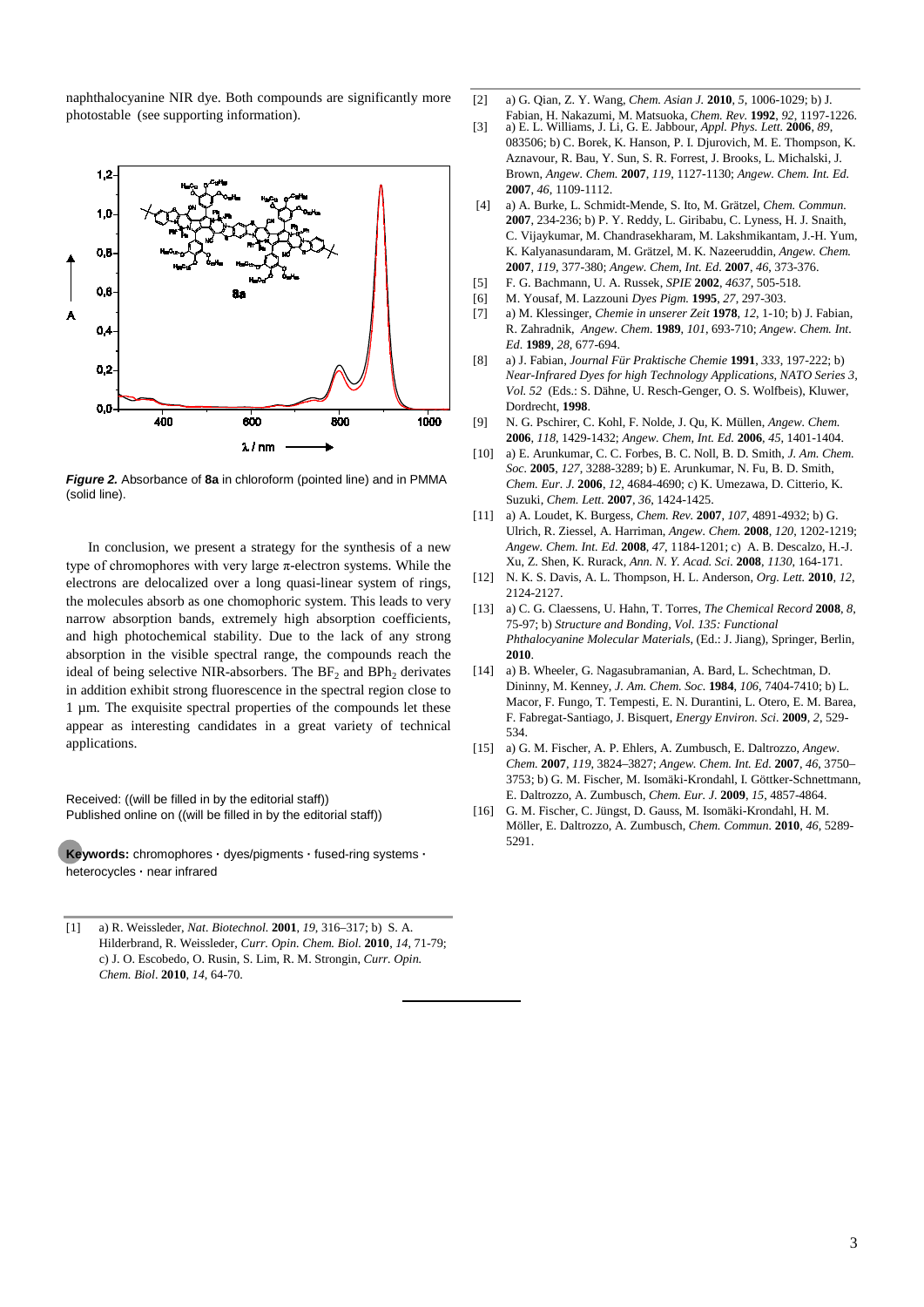naphthalocyanine NIR dye. Both compounds are significantly more photostable (see supporting information).

1,2
1,0
0,8
0,6
0,4
0,2
0,0
A
400
600
800
1000
λ / nm
8a

***Figure 2.*** Absorbance of **8a** in chloroform (pointed line) and in PMMA (solid line).

In conclusion, we present a strategy for the synthesis of a new type of chromophores with very large π-electron systems. While the electrons are delocalized over a long quasi-linear system of rings, the molecules absorb as one chomophoric system. This leads to very narrow absorption bands, extremely high absorption coefficients, and high photochemical stability. Due to the lack of any strong absorption in the visible spectral range, the compounds reach the ideal of being selective NIR-absorbers. The $BF_2$ and $BPh_2$ derivates in addition exhibit strong fluorescence in the spectral region close to 1 µm. The exquisite spectral properties of the compounds let these appear as interesting candidates in a great variety of technical applications.

Received: ((will be filled in by the editorial staff))
Published online on ((will be filled in by the editorial staff))

**Keywords:** chromophores · dyes/pigments · fused-ring systems · heterocycles · near infrared

[1] a) R. Weissleder, *Nat. Biotechnol.* **2001**, *19*, 316–317; b) S. A. Hilderbrand, R. Weissleder, *Curr. Opin. Chem. Biol.* **2010**, *14*, 71-79; c) J. O. Escobedo, O. Rusin, S. Lim, R. M. Strongin, *Curr. Opin. Chem. Biol.* **2010**, *14*, 64-70.

[2] a) G. Qian, Z. Y. Wang, *Chem. Asian J.* **2010**, *5*, 1006-1029; b) J. Fabian, H. Nakazumi, M. Matsuoka, *Chem. Rev.* **1992**, *92*, 1197-1226.

[3] a) E. L. Williams, J. Li, G. E. Jabbour, *Appl. Phys. Lett.* **2006**, *89*, 083506; b) C. Borek, K. Hanson, P. I. Djurovich, M. E. Thompson, K. Aznavour, R. Bau, Y. Sun, S. R. Forrest, J. Brooks, L. Michalski, J. Brown, *Angew. Chem.* **2007**, *119*, 1127-1130; *Angew. Chem. Int. Ed.* **2007**, *46*, 1109-1112.

[4] a) A. Burke, L. Schmidt-Mende, S. Ito, M. Grätzel, *Chem. Commun.* **2007**, 234-236; b) P. Y. Reddy, L. Giribabu, C. Lyness, H. J. Snaith, C. Vijaykumar, M. Chandrasekharam, M. Lakshmikantam, J.-H. Yum, K. Kalyanasundaram, M. Grätzel, M. K. Nazeeruddin, *Angew. Chem.* **2007**, *119*, 377-380; *Angew. Chem, Int. Ed.* **2007**, *46*, 373-376.

[5] F. G. Bachmann, U. A. Russek, *SPIE* **2002**, *4637*, 505-518.

[6] M. Yousaf, M. Lazzouni *Dyes Pigm.* **1995**, *27*, 297-303.

[7] a) M. Klessinger, *Chemie in unserer Zeit* **1978**, *12*, 1-10; b) J. Fabian, R. Zahradnik, *Angew. Chem.* **1989**, *101*, 693-710; *Angew. Chem. Int. Ed.* **1989**, *28*, 677-694.

[8] a) J. Fabian, *Journal Für Praktische Chemie* **1991**, *333*, 197-222; b) *Near-Infrared Dyes for high Technology Applications, NATO Series 3, Vol. 52* (Eds.: S. Dähne, U. Resch-Genger, O. S. Wolfbeis), Kluwer, Dordrecht, **1998**.

[9] N. G. Pschirer, C. Kohl, F. Nolde, J. Qu, K. Müllen, *Angew. Chem.* **2006**, *118*, 1429-1432; *Angew. Chem, Int. Ed.* **2006**, *45*, 1401-1404.

[10] a) E. Arunkumar, C. C. Forbes, B. C. Noll, B. D. Smith, *J. Am. Chem. Soc.* **2005**, *127*, 3288-3289; b) E. Arunkumar, N. Fu, B. D. Smith, *Chem. Eur. J.* **2006**, *12*, 4684-4690; c) K. Umezawa, D. Citterio, K. Suzuki, *Chem. Lett.* **2007**, *36*, 1424-1425.

[11] a) A. Loudet, K. Burgess, *Chem. Rev.* **2007**, *107*, 4891-4932; b) G. Ulrich, R. Ziessel, A. Harriman, *Angew. Chem.* **2008**, *120*, 1202-1219; *Angew. Chem. Int. Ed.* **2008**, *47*, 1184-1201; c) A. B. Descalzo, H.-J. Xu, Z. Shen, K. Rurack, *Ann. N. Y. Acad. Sci.* **2008**, *1130*, 164-171.

[12] N. K. S. Davis, A. L. Thompson, H. L. Anderson, *Org. Lett.* **2010**, *12*, 2124-2127.

[13] a) C. G. Claessens, U. Hahn, T. Torres, *The Chemical Record* **2008**, *8*, 75-97; b) *Structure and Bonding, Vol. 135: Functional Phthalocyanine Molecular Materials*, (Ed.: J. Jiang), Springer, Berlin, **2010**.

[14] a) B. Wheeler, G. Nagasubramanian, A. Bard, L. Schechtman, D. Dininny, M. Kenney, *J. Am. Chem. Soc.* **1984**, *106*, 7404-7410; b) L. Macor, F. Fungo, T. Tempesti, E. N. Durantini, L. Otero, E. M. Barea, F. Fabregat-Santiago, J. Bisquert, *Energy Environ. Sci.* **2009**, *2*, 529-534.

[15] a) G. M. Fischer, A. P. Ehlers, A. Zumbusch, E. Daltrozzo, *Angew. Chem.* **2007**, *119*, 3824–3827; *Angew. Chem. Int. Ed.* **2007**, *46*, 3750–3753; b) G. M. Fischer, M. Isomäki-Krondahl, I. Göttker-Schnettmann, E. Daltrozzo, A. Zumbusch, *Chem. Eur. J.* **2009**, *15*, 4857-4864.

[16] G. M. Fischer, C. Jüngst, D. Gauss, M. Isomäki-Krondahl, H. M. Möller, E. Daltrozzo, A. Zumbusch, *Chem. Commun.* **2010**, *46*, 5289-5291.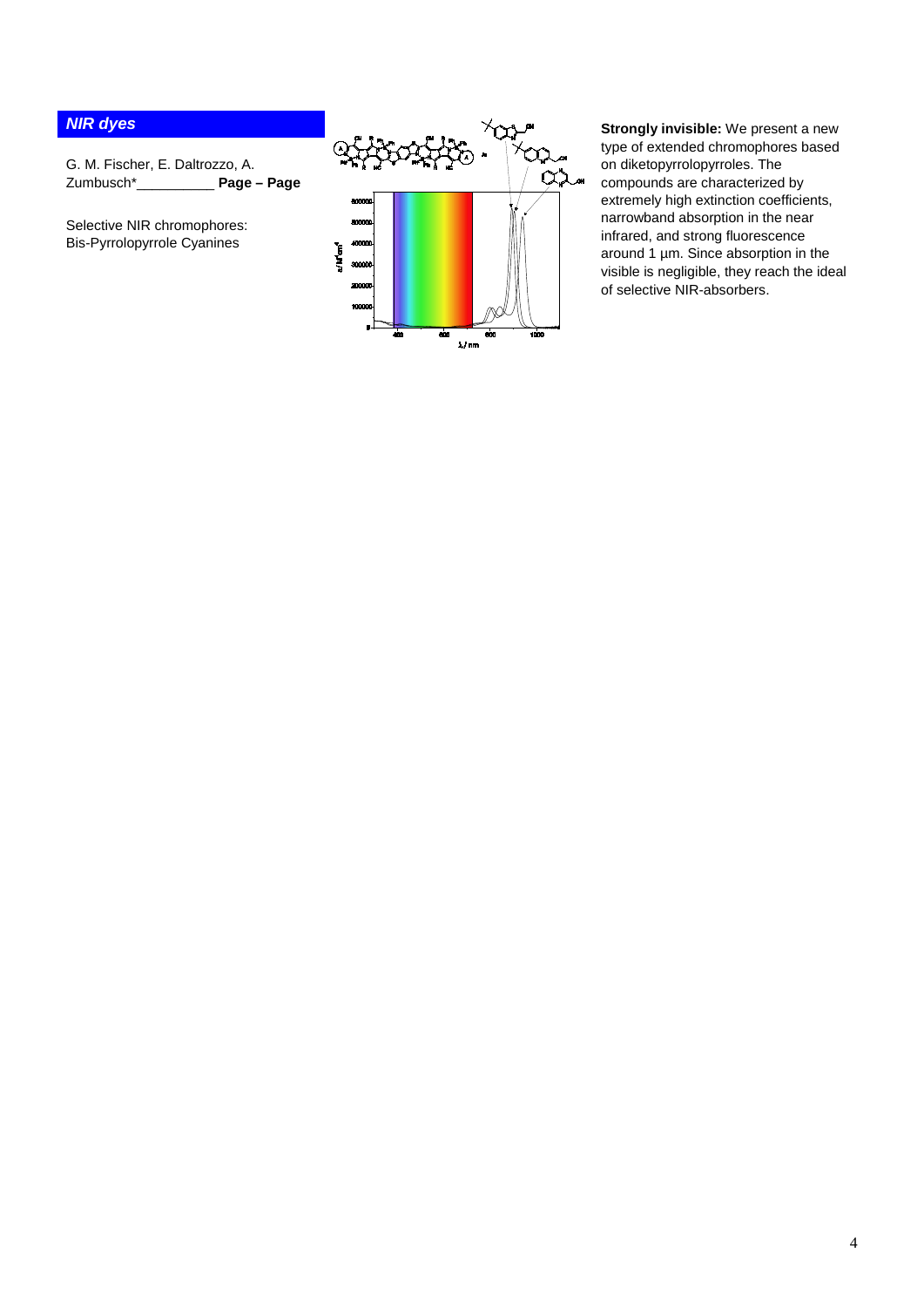## *NIR dyes*

G. M. Fischer, E. Daltrozzo, A. Zumbusch*__________ **Page – Page**

Selective NIR chromophores: Bis-Pyrrolopyrrole Cyanines

**Strongly invisible:** We present a new type of extended chromophores based on diketopyrrolopyrroles. The compounds are characterized by extremely high extinction coefficients, narrowband absorption in the near infrared, and strong fluorescence around 1 µm. Since absorption in the visible is negligible, they reach the ideal of selective NIR-absorbers.